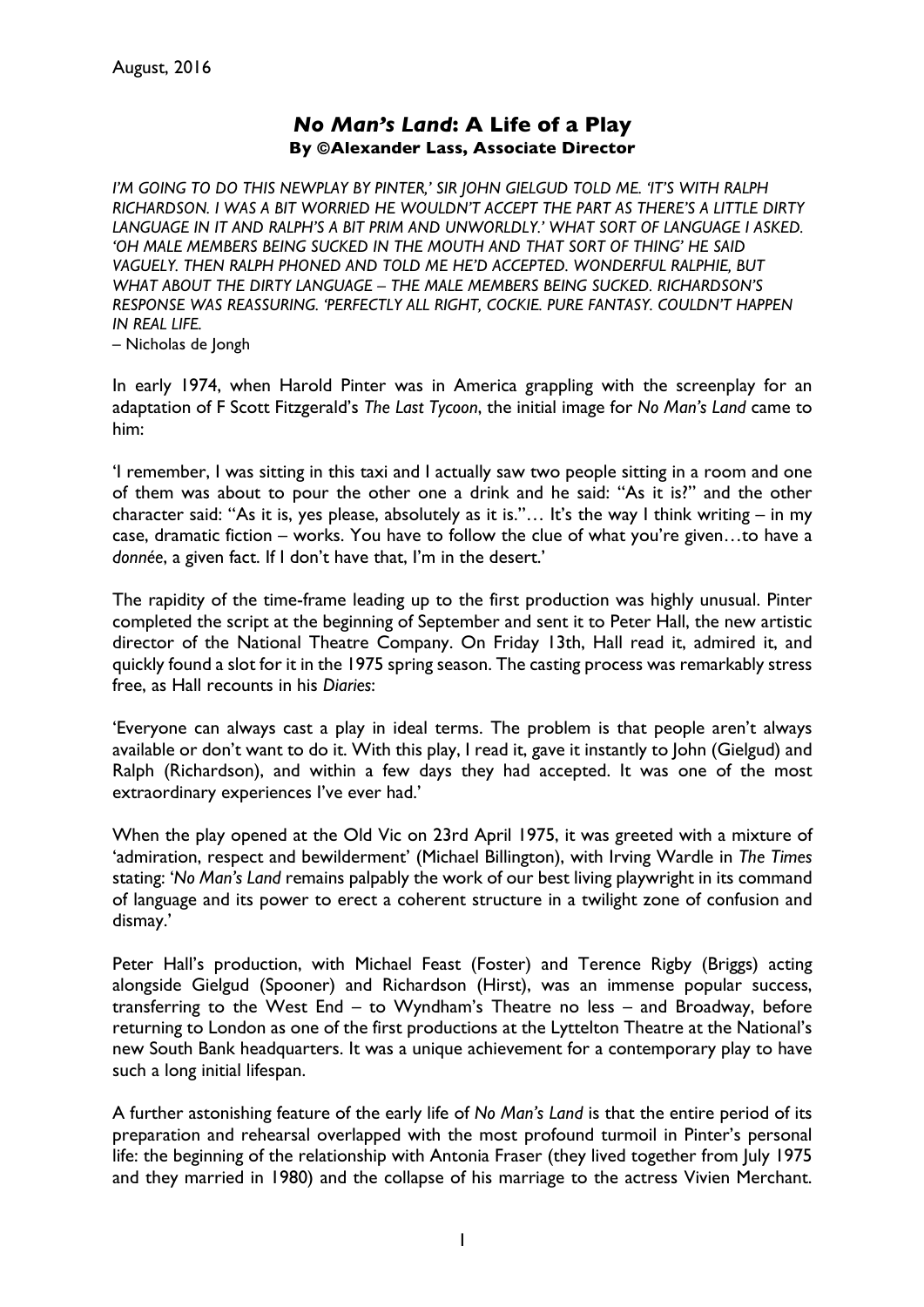August, 2016

# *No Man's Land*: A Life of a Play

**By ©Alexander Lass, Associate Director**

*I'M GOING TO DO THIS NEWPLAY BY PINTER,' SIR JOHN GIELGUD TOLD ME. 'IT'S WITH RALPH RICHARDSON. I WAS A BIT WORRIED HE WOULDN'T ACCEPT THE PART AS THERE'S A LITTLE DIRTY LANGUAGE IN IT AND RALPH'S A BIT PRIM AND UNWORLDLY.' WHAT SORT OF LANGUAGE I ASKED. 'OH MALE MEMBERS BEING SUCKED IN THE MOUTH AND THAT SORT OF THING' HE SAID VAGUELY. THEN RALPH PHONED AND TOLD ME HE'D ACCEPTED. WONDERFUL RALPHIE, BUT WHAT ABOUT THE DIRTY LANGUAGE – THE MALE MEMBERS BEING SUCKED. RICHARDSON'S RESPONSE WAS REASSURING. 'PERFECTLY ALL RIGHT, COCKIE. PURE FANTASY. COULDN'T HAPPEN IN REAL LIFE.*

– Nicholas de Jongh

In early 1974, when Harold Pinter was in America grappling with the screenplay for an adaptation of F Scott Fitzgerald's *The Last Tycoon*, the initial image for *No Man's Land* came to him:

'I remember, I was sitting in this taxi and I actually saw two people sitting in a room and one of them was about to pour the other one a drink and he said: "As it is?" and the other character said: "As it is, yes please, absolutely as it is."… It's the way I think writing – in my case, dramatic fiction – works. You have to follow the clue of what you're given…to have a *donnée*, a given fact. If I don't have that, I'm in the desert.'

The rapidity of the time-frame leading up to the first production was highly unusual. Pinter completed the script at the beginning of September and sent it to Peter Hall, the new artistic director of the National Theatre Company. On Friday 13th, Hall read it, admired it, and quickly found a slot for it in the 1975 spring season. The casting process was remarkably stress free, as Hall recounts in his *Diaries*:

'Everyone can always cast a play in ideal terms. The problem is that people aren't always available or don't want to do it. With this play, I read it, gave it instantly to John (Gielgud) and Ralph (Richardson), and within a few days they had accepted. It was one of the most extraordinary experiences I've ever had.'

When the play opened at the Old Vic on 23rd April 1975, it was greeted with a mixture of 'admiration, respect and bewilderment' (Michael Billington), with Irving Wardle in *The Times* stating: '*No Man's Land* remains palpably the work of our best living playwright in its command of language and its power to erect a coherent structure in a twilight zone of confusion and dismay.'

Peter Hall's production, with Michael Feast (Foster) and Terence Rigby (Briggs) acting alongside Gielgud (Spooner) and Richardson (Hirst), was an immense popular success, transferring to the West End – to Wyndham's Theatre no less – and Broadway, before returning to London as one of the first productions at the Lyttelton Theatre at the National's new South Bank headquarters. It was a unique achievement for a contemporary play to have such a long initial lifespan.

A further astonishing feature of the early life of *No Man's Land* is that the entire period of its preparation and rehearsal overlapped with the most profound turmoil in Pinter's personal life: the beginning of the relationship with Antonia Fraser (they lived together from July 1975 and they married in 1980) and the collapse of his marriage to the actress Vivien Merchant.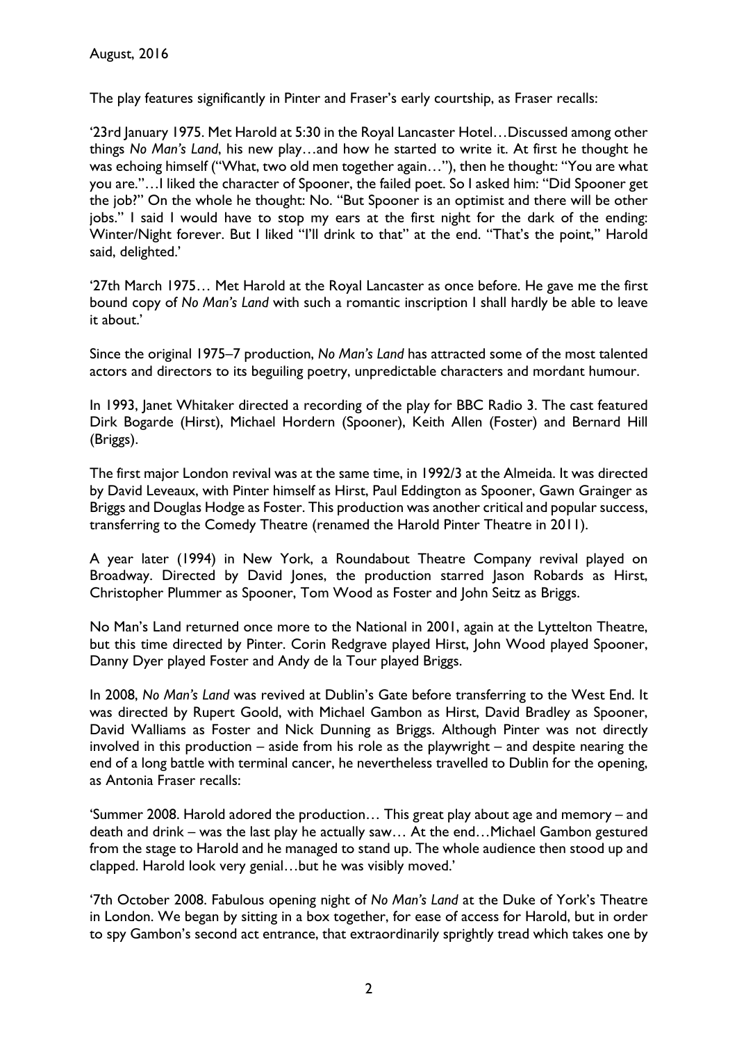August, 2016

The play features significantly in Pinter and Fraser's early courtship, as Fraser recalls:

'23rd January 1975. Met Harold at 5:30 in the Royal Lancaster Hotel…Discussed among other things *No Man's Land*, his new play…and how he started to write it. At first he thought he was echoing himself ("What, two old men together again…"), then he thought: "You are what you are."…I liked the character of Spooner, the failed poet. So I asked him: "Did Spooner get the job?" On the whole he thought: No. "But Spooner is an optimist and there will be other jobs." I said I would have to stop my ears at the first night for the dark of the ending: Winter/Night forever. But I liked "I'll drink to that" at the end. "That's the point," Harold said, delighted.'

'27th March 1975… Met Harold at the Royal Lancaster as once before. He gave me the first bound copy of *No Man's Land* with such a romantic inscription I shall hardly be able to leave it about.'

Since the original 1975–7 production, *No Man's Land* has attracted some of the most talented actors and directors to its beguiling poetry, unpredictable characters and mordant humour.

In 1993, Janet Whitaker directed a recording of the play for BBC Radio 3. The cast featured Dirk Bogarde (Hirst), Michael Hordern (Spooner), Keith Allen (Foster) and Bernard Hill (Briggs).

The first major London revival was at the same time, in 1992/3 at the Almeida. It was directed by David Leveaux, with Pinter himself as Hirst, Paul Eddington as Spooner, Gawn Grainger as Briggs and Douglas Hodge as Foster. This production was another critical and popular success, transferring to the Comedy Theatre (renamed the Harold Pinter Theatre in 2011).

A year later (1994) in New York, a Roundabout Theatre Company revival played on Broadway. Directed by David Jones, the production starred Jason Robards as Hirst, Christopher Plummer as Spooner, Tom Wood as Foster and John Seitz as Briggs.

No Man's Land returned once more to the National in 2001, again at the Lyttelton Theatre, but this time directed by Pinter. Corin Redgrave played Hirst, John Wood played Spooner, Danny Dyer played Foster and Andy de la Tour played Briggs.

In 2008, *No Man's Land* was revived at Dublin's Gate before transferring to the West End. It was directed by Rupert Goold, with Michael Gambon as Hirst, David Bradley as Spooner, David Walliams as Foster and Nick Dunning as Briggs. Although Pinter was not directly involved in this production – aside from his role as the playwright – and despite nearing the end of a long battle with terminal cancer, he nevertheless travelled to Dublin for the opening, as Antonia Fraser recalls:

'Summer 2008. Harold adored the production… This great play about age and memory – and death and drink – was the last play he actually saw… At the end…Michael Gambon gestured from the stage to Harold and he managed to stand up. The whole audience then stood up and clapped. Harold look very genial…but he was visibly moved.'

'7th October 2008. Fabulous opening night of *No Man's Land* at the Duke of York's Theatre in London. We began by sitting in a box together, for ease of access for Harold, but in order to spy Gambon's second act entrance, that extraordinarily sprightly tread which takes one by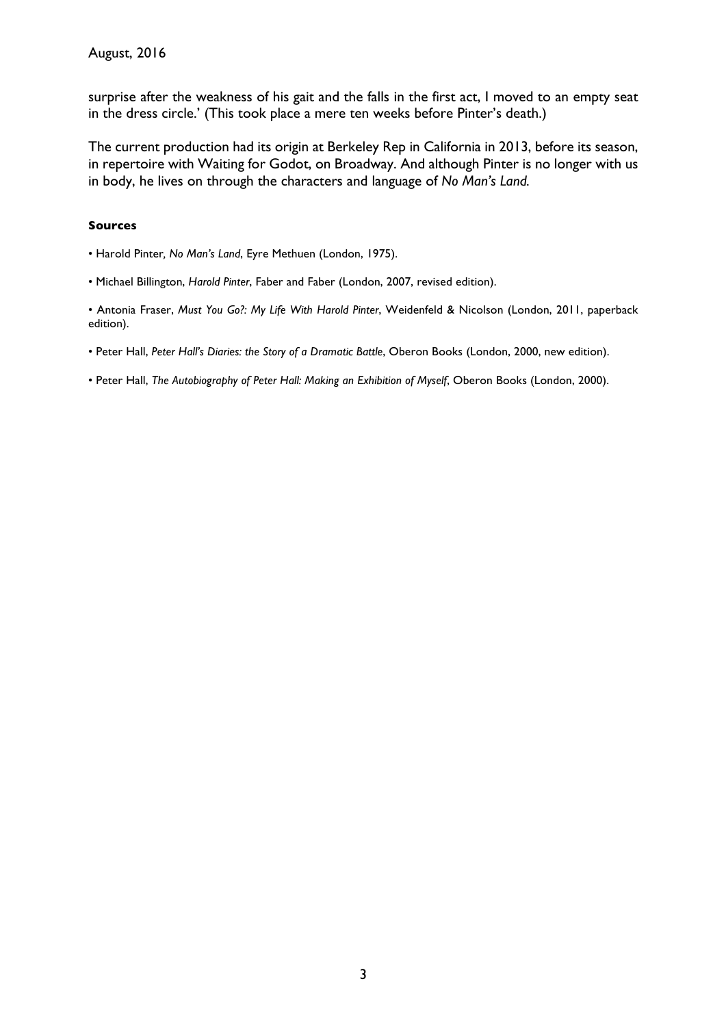surprise after the weakness of his gait and the falls in the first act, I moved to an empty seat in the dress circle.' (This took place a mere ten weeks before Pinter's death.)

The current production had its origin at Berkeley Rep in California in 2013, before its season, in repertoire with Waiting for Godot, on Broadway. And although Pinter is no longer with us in body, he lives on through the characters and language of *No Man's Land*.

#### **Sources**

- Harold Pinter, *No Man's Land*, Eyre Methuen (London, 1975).
- Michael Billington, *Harold Pinter*, Faber and Faber (London, 2007, revised edition).
- Antonia Fraser, *Must You Go?: My Life With Harold Pinter*, Weidenfeld & Nicolson (London, 2011, paperback edition).
- Peter Hall, *Peter Hall's Diaries: the Story of a Dramatic Battle*, Oberon Books (London, 2000, new edition).
- Peter Hall, *The Autobiography of Peter Hall: Making an Exhibition of Myself*, Oberon Books (London, 2000).